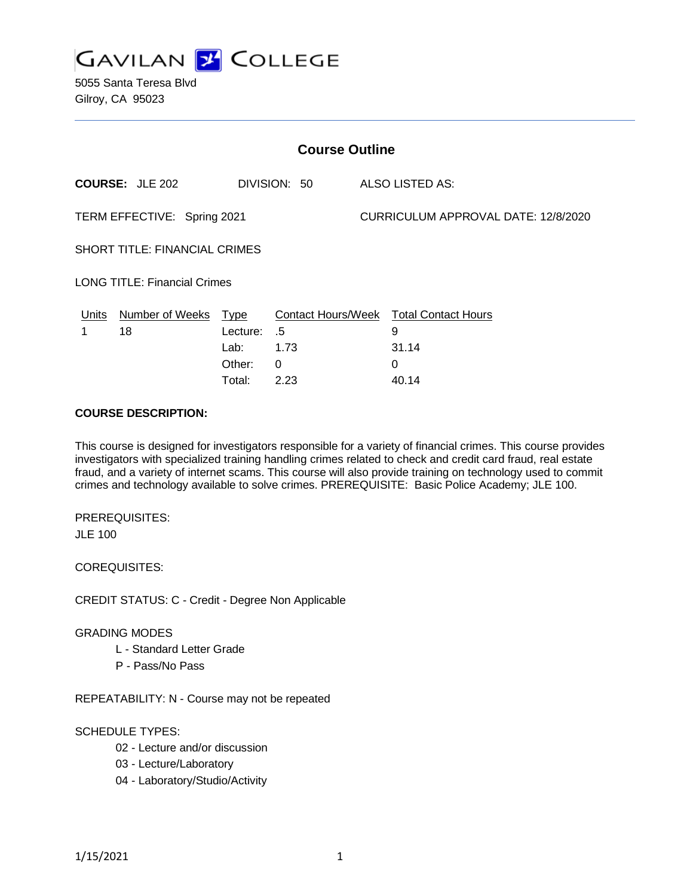# GAVILAN COLLEGE

5055 Santa Teresa Blvd
Gilroy, CA 95023

## Course Outline

**COURSE:** JLE 202 DIVISION: 50 ALSO LISTED AS:

TERM EFFECTIVE: Spring 2021 CURRICULUM APPROVAL DATE: 12/8/2020

SHORT TITLE: FINANCIAL CRIMES

LONG TITLE: Financial Crimes

| Units | Number of Weeks | Type | Contact Hours/Week | Total Contact Hours |
|---|---|---|---|---|
| 1 | 18 | Lecture: | .5 | 9 |
| | | Lab: | 1.73 | 31.14 |
| | | Other: | 0 | 0 |
| | | Total: | 2.23 | 40.14 |

**COURSE DESCRIPTION:**

This course is designed for investigators responsible for a variety of financial crimes. This course provides investigators with specialized training handling crimes related to check and credit card fraud, real estate fraud, and a variety of internet scams. This course will also provide training on technology used to commit crimes and technology available to solve crimes. PREREQUISITE: Basic Police Academy; JLE 100.

PREREQUISITES:

JLE 100

COREQUISITES:

CREDIT STATUS: C - Credit - Degree Non Applicable

GRADING MODES

- L - Standard Letter Grade
- P - Pass/No Pass

REPEATABILITY: N - Course may not be repeated

SCHEDULE TYPES:

- 02 - Lecture and/or discussion
- 03 - Lecture/Laboratory
- 04 - Laboratory/Studio/Activity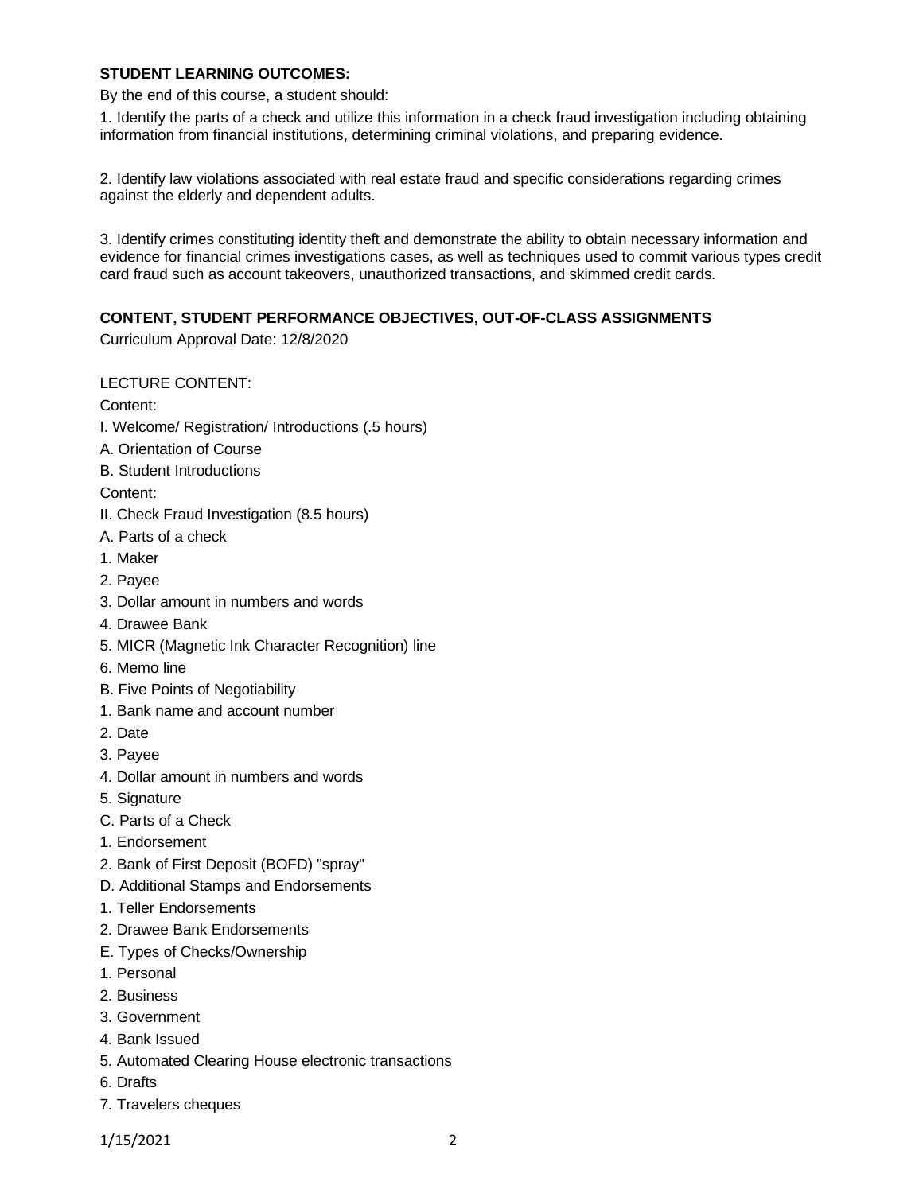**STUDENT LEARNING OUTCOMES:**

By the end of this course, a student should:

1. Identify the parts of a check and utilize this information in a check fraud investigation including obtaining information from financial institutions, determining criminal violations, and preparing evidence.

2. Identify law violations associated with real estate fraud and specific considerations regarding crimes against the elderly and dependent adults.

3. Identify crimes constituting identity theft and demonstrate the ability to obtain necessary information and evidence for financial crimes investigations cases, as well as techniques used to commit various types credit card fraud such as account takeovers, unauthorized transactions, and skimmed credit cards.

**CONTENT, STUDENT PERFORMANCE OBJECTIVES, OUT-OF-CLASS ASSIGNMENTS**

Curriculum Approval Date: 12/8/2020

LECTURE CONTENT:

Content:

I. Welcome/ Registration/ Introductions (.5 hours)

A. Orientation of Course

B. Student Introductions

Content:

II. Check Fraud Investigation (8.5 hours)

A. Parts of a check

1. Maker

2. Payee

3. Dollar amount in numbers and words

4. Drawee Bank

5. MICR (Magnetic Ink Character Recognition) line

6. Memo line

B. Five Points of Negotiability

1. Bank name and account number

2. Date

3. Payee

4. Dollar amount in numbers and words

5. Signature

C. Parts of a Check

1. Endorsement

2. Bank of First Deposit (BOFD) "spray"

D. Additional Stamps and Endorsements

1. Teller Endorsements

2. Drawee Bank Endorsements

E. Types of Checks/Ownership

1. Personal

2. Business

3. Government

4. Bank Issued

5. Automated Clearing House electronic transactions

6. Drafts

7. Travelers cheques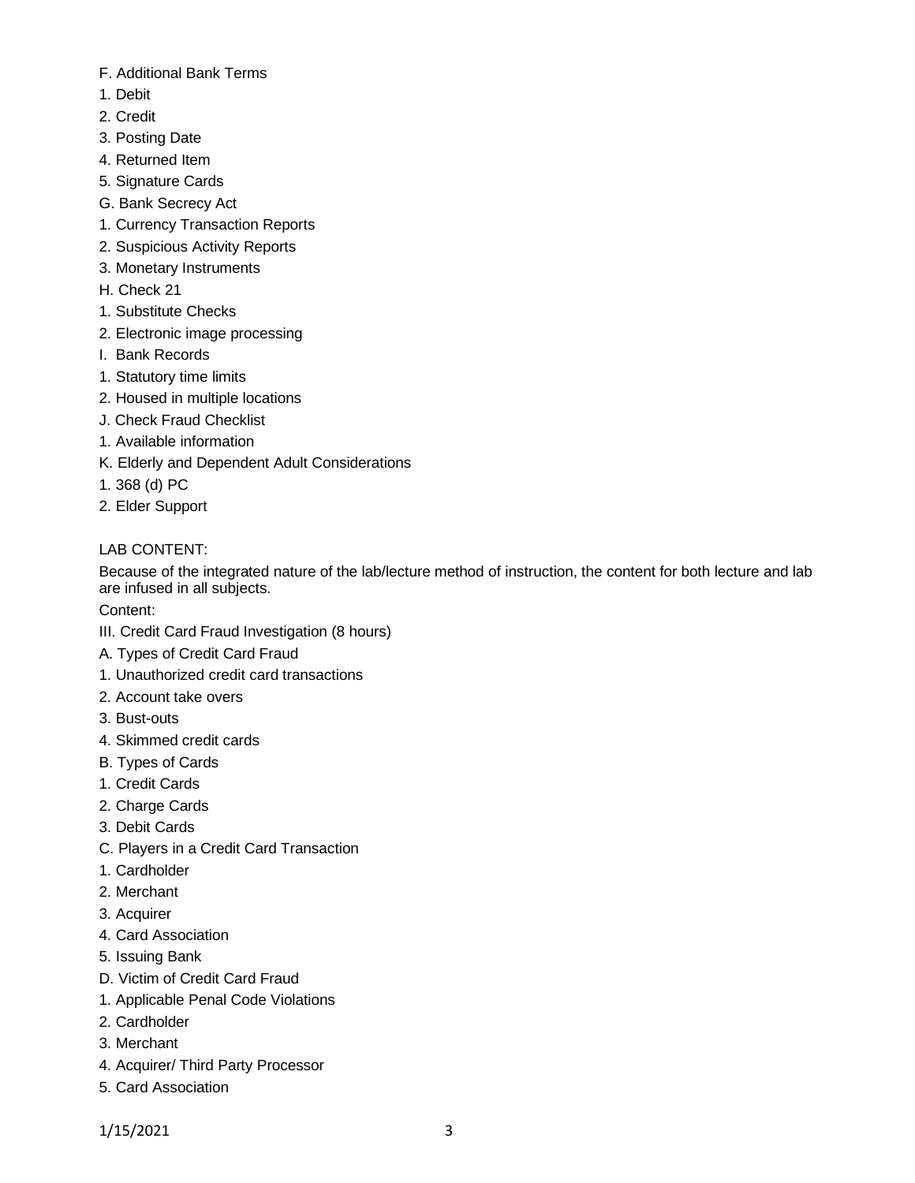F. Additional Bank Terms
1. Debit
2. Credit
3. Posting Date
4. Returned Item
5. Signature Cards

G. Bank Secrecy Act
1. Currency Transaction Reports
2. Suspicious Activity Reports
3. Monetary Instruments

H. Check 21
1. Substitute Checks
2. Electronic image processing

I. Bank Records
1. Statutory time limits
2. Housed in multiple locations

J. Check Fraud Checklist
1. Available information

K. Elderly and Dependent Adult Considerations
1. 368 (d) PC
2. Elder Support

LAB CONTENT:

Because of the integrated nature of the lab/lecture method of instruction, the content for both lecture and lab are infused in all subjects.

Content:

III. Credit Card Fraud Investigation (8 hours)

A. Types of Credit Card Fraud
1. Unauthorized credit card transactions
2. Account take overs
3. Bust-outs
4. Skimmed credit cards

B. Types of Cards
1. Credit Cards
2. Charge Cards
3. Debit Cards

C. Players in a Credit Card Transaction
1. Cardholder
2. Merchant
3. Acquirer
4. Card Association
5. Issuing Bank

D. Victim of Credit Card Fraud
1. Applicable Penal Code Violations
2. Cardholder
3. Merchant
4. Acquirer/ Third Party Processor
5. Card Association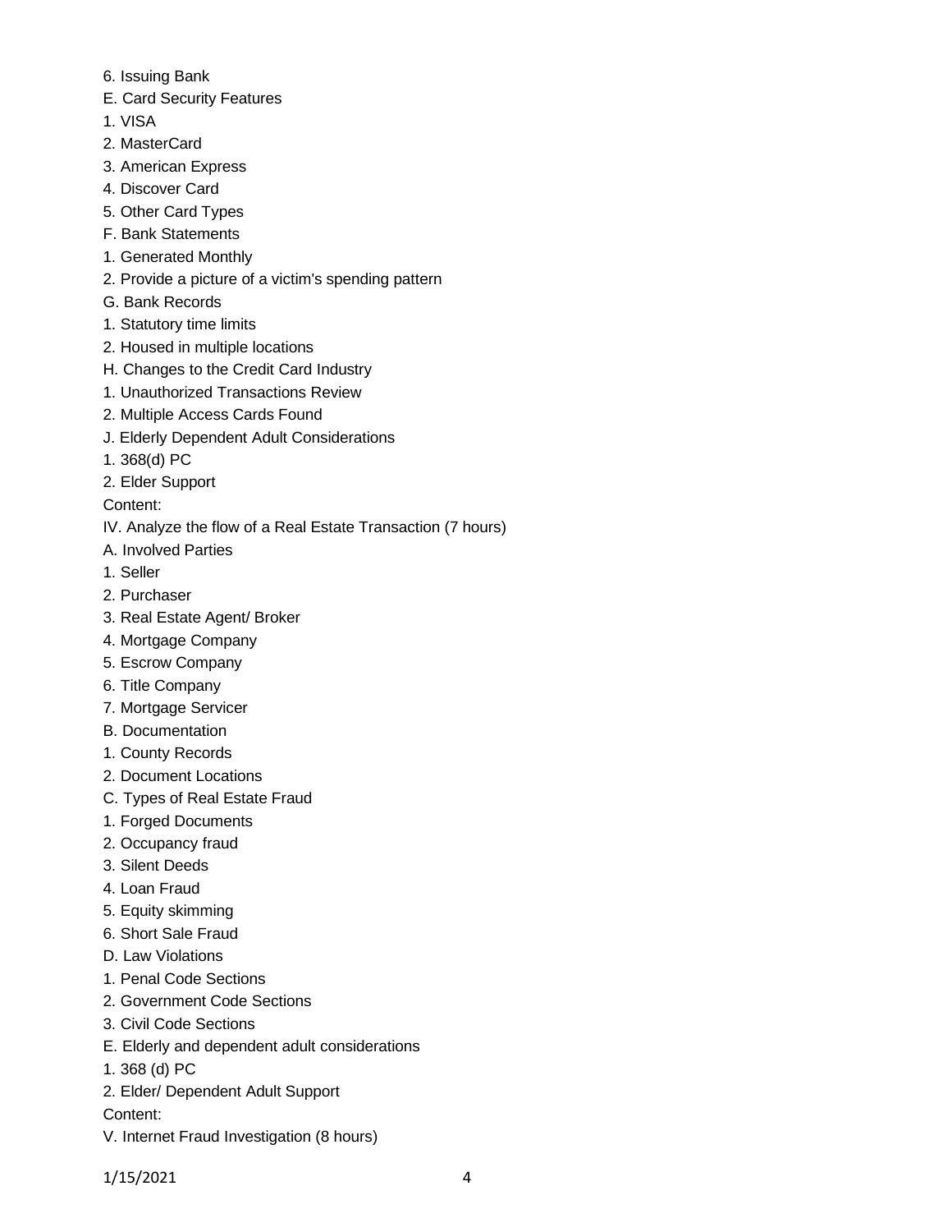6. Issuing Bank

E. Card Security Features

1. VISA
2. MasterCard
3. American Express
4. Discover Card
5. Other Card Types

F. Bank Statements

1. Generated Monthly
2. Provide a picture of a victim's spending pattern

G. Bank Records

1. Statutory time limits
2. Housed in multiple locations

H. Changes to the Credit Card Industry

1. Unauthorized Transactions Review
2. Multiple Access Cards Found

J. Elderly Dependent Adult Considerations

1. 368(d) PC
2. Elder Support

Content:

IV. Analyze the flow of a Real Estate Transaction (7 hours)

A. Involved Parties

1. Seller
2. Purchaser
3. Real Estate Agent/ Broker
4. Mortgage Company
5. Escrow Company
6. Title Company
7. Mortgage Servicer

B. Documentation

1. County Records
2. Document Locations

C. Types of Real Estate Fraud

1. Forged Documents
2. Occupancy fraud
3. Silent Deeds
4. Loan Fraud
5. Equity skimming
6. Short Sale Fraud

D. Law Violations

1. Penal Code Sections
2. Government Code Sections
3. Civil Code Sections

E. Elderly and dependent adult considerations

1. 368 (d) PC
2. Elder/ Dependent Adult Support

Content:

V. Internet Fraud Investigation (8 hours)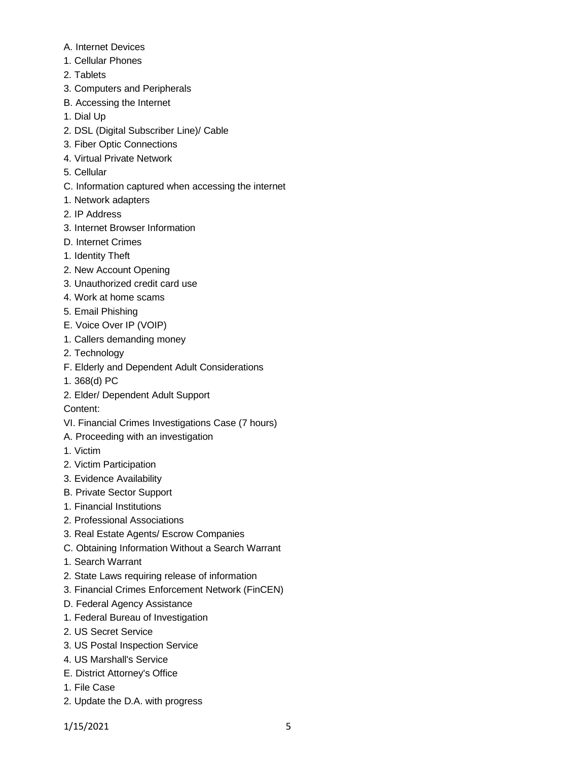A. Internet Devices

1. Cellular Phones
2. Tablets
3. Computers and Peripherals

B. Accessing the Internet

1. Dial Up
2. DSL (Digital Subscriber Line)/ Cable
3. Fiber Optic Connections
4. Virtual Private Network
5. Cellular

C. Information captured when accessing the internet

1. Network adapters
2. IP Address
3. Internet Browser Information

D. Internet Crimes

1. Identity Theft
2. New Account Opening
3. Unauthorized credit card use
4. Work at home scams
5. Email Phishing

E. Voice Over IP (VOIP)

1. Callers demanding money
2. Technology

F. Elderly and Dependent Adult Considerations

1. 368(d) PC
2. Elder/ Dependent Adult Support

Content:

VI. Financial Crimes Investigations Case (7 hours)

A. Proceeding with an investigation

1. Victim
2. Victim Participation
3. Evidence Availability

B. Private Sector Support

1. Financial Institutions
2. Professional Associations
3. Real Estate Agents/ Escrow Companies

C. Obtaining Information Without a Search Warrant

1. Search Warrant
2. State Laws requiring release of information
3. Financial Crimes Enforcement Network (FinCEN)

D. Federal Agency Assistance

1. Federal Bureau of Investigation
2. US Secret Service
3. US Postal Inspection Service
4. US Marshall's Service

E. District Attorney's Office

1. File Case
2. Update the D.A. with progress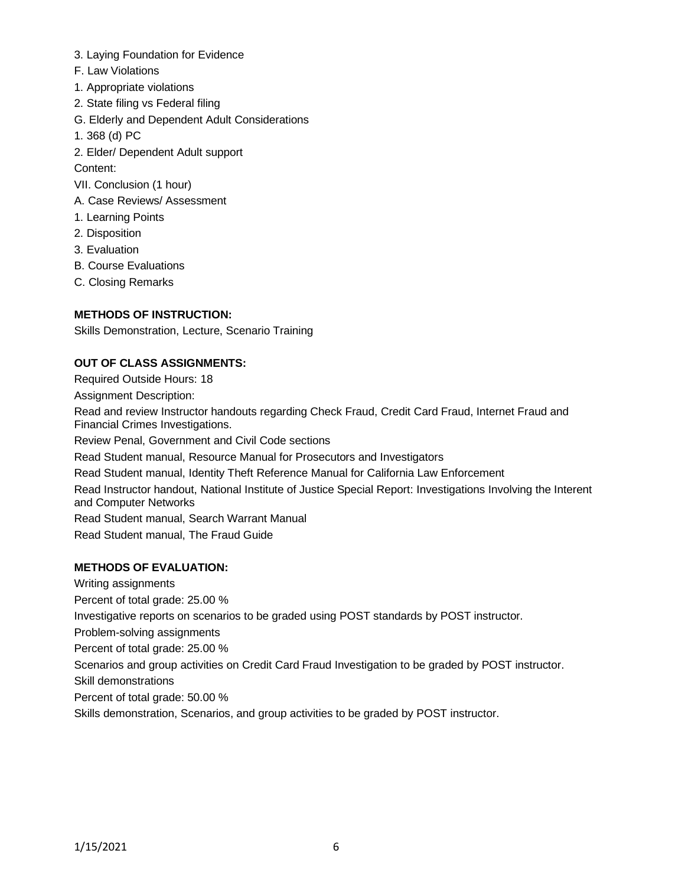3. Laying Foundation for Evidence

F. Law Violations

1. Appropriate violations

2. State filing vs Federal filing

G. Elderly and Dependent Adult Considerations

1. 368 (d) PC

2. Elder/ Dependent Adult support

Content:

VII. Conclusion (1 hour)

A. Case Reviews/ Assessment

1. Learning Points

2. Disposition

3. Evaluation

B. Course Evaluations

C. Closing Remarks

**METHODS OF INSTRUCTION:**

Skills Demonstration, Lecture, Scenario Training

**OUT OF CLASS ASSIGNMENTS:**

Required Outside Hours: 18

Assignment Description:

Read and review Instructor handouts regarding Check Fraud, Credit Card Fraud, Internet Fraud and Financial Crimes Investigations.

Review Penal, Government and Civil Code sections

Read Student manual, Resource Manual for Prosecutors and Investigators

Read Student manual, Identity Theft Reference Manual for California Law Enforcement

Read Instructor handout, National Institute of Justice Special Report: Investigations Involving the Interent and Computer Networks

Read Student manual, Search Warrant Manual

Read Student manual, The Fraud Guide

**METHODS OF EVALUATION:**

Writing assignments

Percent of total grade: 25.00 %

Investigative reports on scenarios to be graded using POST standards by POST instructor.

Problem-solving assignments

Percent of total grade: 25.00 %

Scenarios and group activities on Credit Card Fraud Investigation to be graded by POST instructor.

Skill demonstrations

Percent of total grade: 50.00 %

Skills demonstration, Scenarios, and group activities to be graded by POST instructor.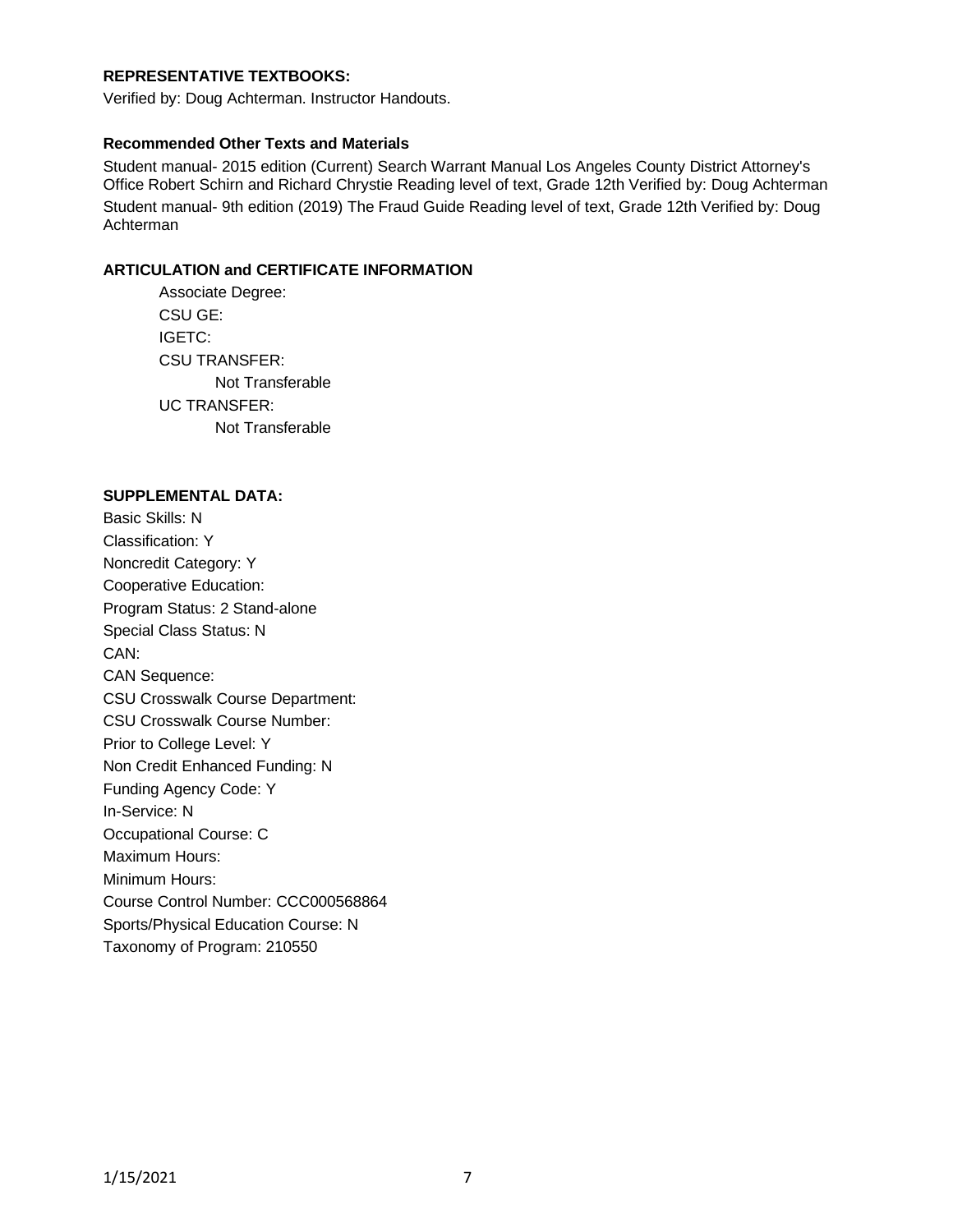**REPRESENTATIVE TEXTBOOKS:**

Verified by: Doug Achterman. Instructor Handouts.

**Recommended Other Texts and Materials**

Student manual- 2015 edition (Current) Search Warrant Manual Los Angeles County District Attorney's Office Robert Schirn and Richard Chrystie Reading level of text, Grade 12th Verified by: Doug Achterman

Student manual- 9th edition (2019) The Fraud Guide Reading level of text, Grade 12th Verified by: Doug Achterman

**ARTICULATION and CERTIFICATE INFORMATION**

Associate Degree:
CSU GE:
IGETC:
CSU TRANSFER:
    Not Transferable
UC TRANSFER:
    Not Transferable

**SUPPLEMENTAL DATA:**

Basic Skills: N
Classification: Y
Noncredit Category: Y
Cooperative Education:
Program Status: 2 Stand-alone
Special Class Status: N
CAN:
CAN Sequence:
CSU Crosswalk Course Department:
CSU Crosswalk Course Number:
Prior to College Level: Y
Non Credit Enhanced Funding: N
Funding Agency Code: Y
In-Service: N
Occupational Course: C
Maximum Hours:
Minimum Hours:
Course Control Number: CCC000568864
Sports/Physical Education Course: N
Taxonomy of Program: 210550